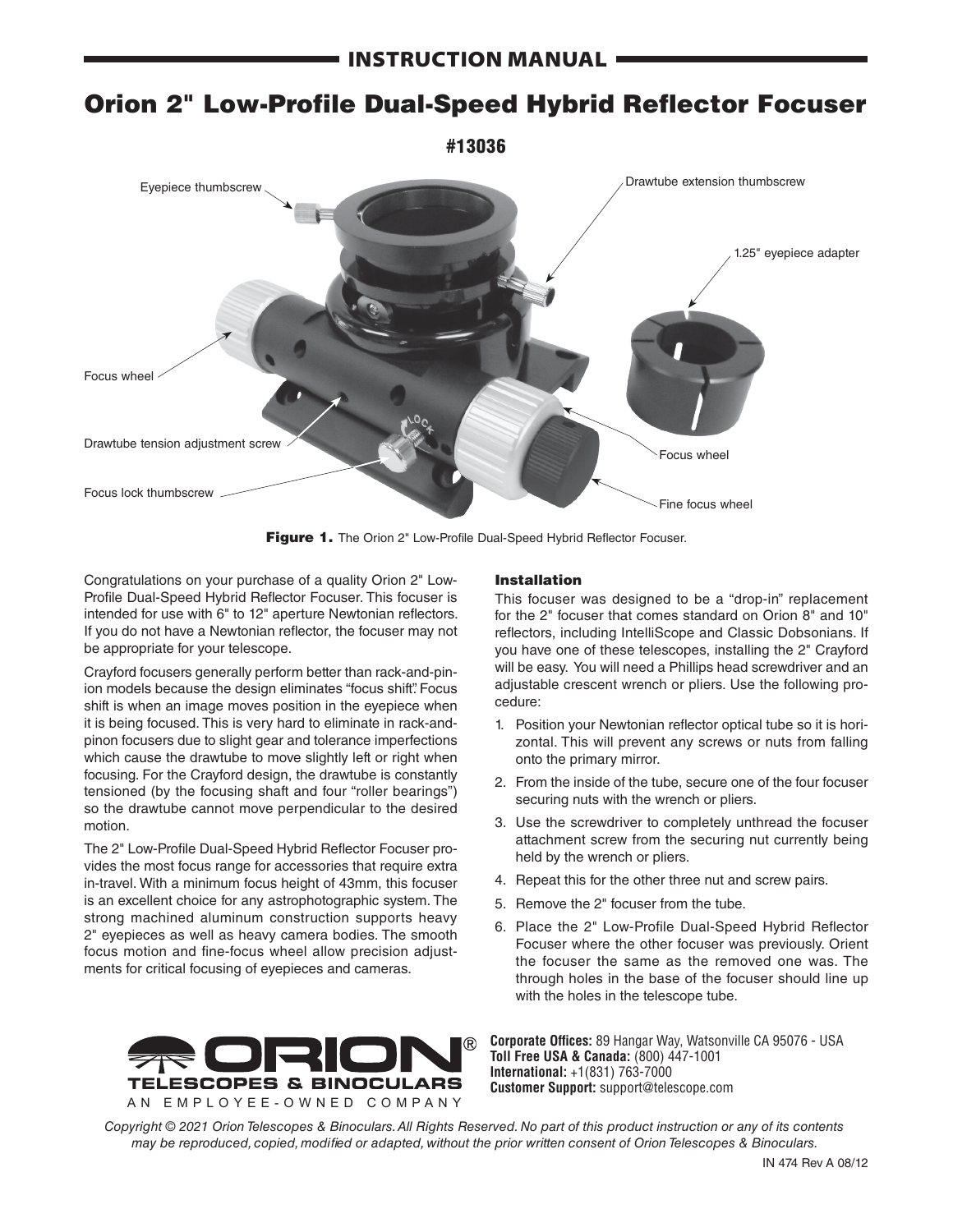# INSTRUCTION MANUAL

# Orion 2" Low-Profile Dual-Speed Hybrid Reflector Focuser

**#13036**

Eyepiece thumbscrew

Drawtube extension thumbscrew

1.25" eyepiece adapter

Focus wheel

Drawtube tension adjustment screw

Focus lock thumbscrew

Focus wheel

Fine focus wheel

**Figure 1.** The Orion 2" Low-Profile Dual-Speed Hybrid Reflector Focuser.

Congratulations on your purchase of a quality Orion 2" Low-Profile Dual-Speed Hybrid Reflector Focuser. This focuser is intended for use with 6" to 12" aperture Newtonian reflectors. If you do not have a Newtonian reflector, the focuser may not be appropriate for your telescope.

Crayford focusers generally perform better than rack-and-pinion models because the design eliminates "focus shift". Focus shift is when an image moves position in the eyepiece when it is being focused. This is very hard to eliminate in rack-and-pinon focusers due to slight gear and tolerance imperfections which cause the drawtube to move slightly left or right when focusing. For the Crayford design, the drawtube is constantly tensioned (by the focusing shaft and four "roller bearings") so the drawtube cannot move perpendicular to the desired motion.

The 2" Low-Profile Dual-Speed Hybrid Reflector Focuser provides the most focus range for accessories that require extra in-travel. With a minimum focus height of 43mm, this focuser is an excellent choice for any astrophotographic system. The strong machined aluminum construction supports heavy 2" eyepieces as well as heavy camera bodies. The smooth focus motion and fine-focus wheel allow precision adjustments for critical focusing of eyepieces and cameras.

### Installation

This focuser was designed to be a "drop-in" replacement for the 2" focuser that comes standard on Orion 8" and 10" reflectors, including IntelliScope and Classic Dobsonians. If you have one of these telescopes, installing the 2" Crayford will be easy. You will need a Phillips head screwdriver and an adjustable crescent wrench or pliers. Use the following procedure:

1. Position your Newtonian reflector optical tube so it is horizontal. This will prevent any screws or nuts from falling onto the primary mirror.
2. From the inside of the tube, secure one of the four focuser securing nuts with the wrench or pliers.
3. Use the screwdriver to completely unthread the focuser attachment screw from the securing nut currently being held by the wrench or pliers.
4. Repeat this for the other three nut and screw pairs.
5. Remove the 2" focuser from the tube.
6. Place the 2" Low-Profile Dual-Speed Hybrid Reflector Focuser where the other focuser was previously. Orient the focuser the same as the removed one was. The through holes in the base of the focuser should line up with the holes in the telescope tube.

ORION® TELESCOPES & BINOCULARS
AN EMPLOYEE-OWNED COMPANY

**Corporate Offices:** 89 Hangar Way, Watsonville CA 95076 - USA
**Toll Free USA & Canada:** (800) 447-1001
**International:** +1(831) 763-7000
**Customer Support:** support@telescope.com

*Copyright © 2021 Orion Telescopes & Binoculars. All Rights Reserved. No part of this product instruction or any of its contents may be reproduced, copied, modified or adapted, without the prior written consent of Orion Telescopes & Binoculars.*

IN 474 Rev A 08/12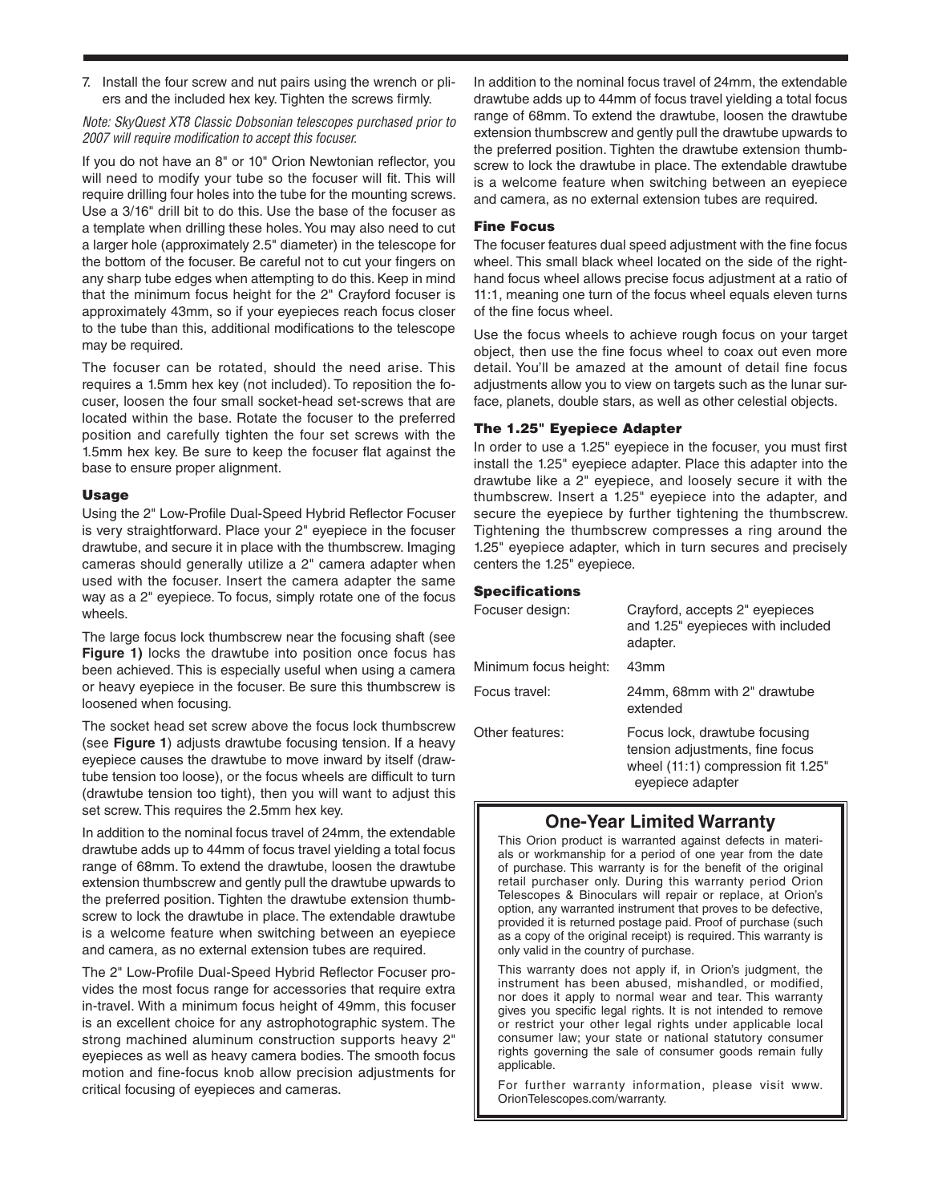7. Install the four screw and nut pairs using the wrench or pliers and the included hex key. Tighten the screws firmly.

*Note: SkyQuest XT8 Classic Dobsonian telescopes purchased prior to 2007 will require modification to accept this focuser.*

If you do not have an 8" or 10" Orion Newtonian reflector, you will need to modify your tube so the focuser will fit. This will require drilling four holes into the tube for the mounting screws. Use a 3/16" drill bit to do this. Use the base of the focuser as a template when drilling these holes. You may also need to cut a larger hole (approximately 2.5" diameter) in the telescope for the bottom of the focuser. Be careful not to cut your fingers on any sharp tube edges when attempting to do this. Keep in mind that the minimum focus height for the 2" Crayford focuser is approximately 43mm, so if your eyepieces reach focus closer to the tube than this, additional modifications to the telescope may be required.

The focuser can be rotated, should the need arise. This requires a 1.5mm hex key (not included). To reposition the focuser, loosen the four small socket-head set-screws that are located within the base. Rotate the focuser to the preferred position and carefully tighten the four set screws with the 1.5mm hex key. Be sure to keep the focuser flat against the base to ensure proper alignment.

### Usage

Using the 2" Low-Profile Dual-Speed Hybrid Reflector Focuser is very straightforward. Place your 2" eyepiece in the focuser drawtube, and secure it in place with the thumbscrew. Imaging cameras should generally utilize a 2" camera adapter when used with the focuser. Insert the camera adapter the same way as a 2" eyepiece. To focus, simply rotate one of the focus wheels.

The large focus lock thumbscrew near the focusing shaft (see **Figure 1)** locks the drawtube into position once focus has been achieved. This is especially useful when using a camera or heavy eyepiece in the focuser. Be sure this thumbscrew is loosened when focusing.

The socket head set screw above the focus lock thumbscrew (see **Figure 1**) adjusts drawtube focusing tension. If a heavy eyepiece causes the drawtube to move inward by itself (drawtube tension too loose), or the focus wheels are difficult to turn (drawtube tension too tight), then you will want to adjust this set screw. This requires the 2.5mm hex key.

In addition to the nominal focus travel of 24mm, the extendable drawtube adds up to 44mm of focus travel yielding a total focus range of 68mm. To extend the drawtube, loosen the drawtube extension thumbscrew and gently pull the drawtube upwards to the preferred position. Tighten the drawtube extension thumbscrew to lock the drawtube in place. The extendable drawtube is a welcome feature when switching between an eyepiece and camera, as no external extension tubes are required.

The 2" Low-Profile Dual-Speed Hybrid Reflector Focuser provides the most focus range for accessories that require extra in-travel. With a minimum focus height of 49mm, this focuser is an excellent choice for any astrophotographic system. The strong machined aluminum construction supports heavy 2" eyepieces as well as heavy camera bodies. The smooth focus motion and fine-focus knob allow precision adjustments for critical focusing of eyepieces and cameras.

In addition to the nominal focus travel of 24mm, the extendable drawtube adds up to 44mm of focus travel yielding a total focus range of 68mm. To extend the drawtube, loosen the drawtube extension thumbscrew and gently pull the drawtube upwards to the preferred position. Tighten the drawtube extension thumbscrew to lock the drawtube in place. The extendable drawtube is a welcome feature when switching between an eyepiece and camera, as no external extension tubes are required.

### Fine Focus

The focuser features dual speed adjustment with the fine focus wheel. This small black wheel located on the side of the right-hand focus wheel allows precise focus adjustment at a ratio of 11:1, meaning one turn of the focus wheel equals eleven turns of the fine focus wheel.

Use the focus wheels to achieve rough focus on your target object, then use the fine focus wheel to coax out even more detail. You'll be amazed at the amount of detail fine focus adjustments allow you to view on targets such as the lunar surface, planets, double stars, as well as other celestial objects.

### The 1.25" Eyepiece Adapter

In order to use a 1.25" eyepiece in the focuser, you must first install the 1.25" eyepiece adapter. Place this adapter into the drawtube like a 2" eyepiece, and loosely secure it with the thumbscrew. Insert a 1.25" eyepiece into the adapter, and secure the eyepiece by further tightening the thumbscrew. Tightening the thumbscrew compresses a ring around the 1.25" eyepiece adapter, which in turn secures and precisely centers the 1.25" eyepiece.

### Specifications

| | |
|---|---|
| Focuser design: | Crayford, accepts 2" eyepieces and 1.25" eyepieces with included adapter. |
| Minimum focus height: | 43mm |
| Focus travel: | 24mm, 68mm with 2" drawtube extended |
| Other features: | Focus lock, drawtube focusing tension adjustments, fine focus wheel (11:1) compression fit 1.25" eyepiece adapter |

## One-Year Limited Warranty

This Orion product is warranted against defects in materials or workmanship for a period of one year from the date of purchase. This warranty is for the benefit of the original retail purchaser only. During this warranty period Orion Telescopes & Binoculars will repair or replace, at Orion's option, any warranted instrument that proves to be defective, provided it is returned postage paid. Proof of purchase (such as a copy of the original receipt) is required. This warranty is only valid in the country of purchase.

This warranty does not apply if, in Orion's judgment, the instrument has been abused, mishandled, or modified, nor does it apply to normal wear and tear. This warranty gives you specific legal rights. It is not intended to remove or restrict your other legal rights under applicable local consumer law; your state or national statutory consumer rights governing the sale of consumer goods remain fully applicable.

For further warranty information, please visit www.OrionTelescopes.com/warranty.